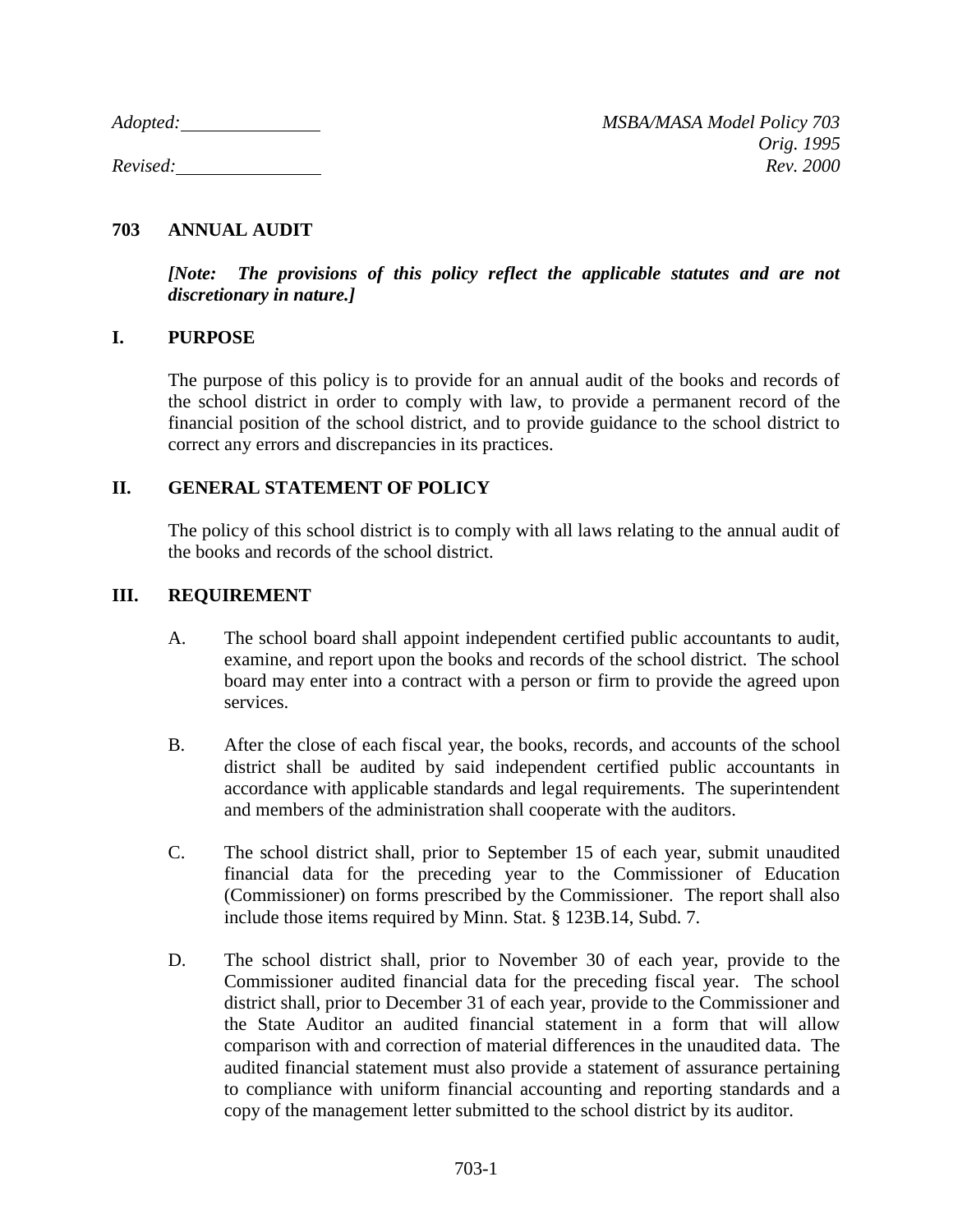*Adopted:* \_\_\_\_\_\_\_\_\_\_\_\_\_\_\_ *MSBA/MASA Model Policy 703*
*Orig. 1995*
*Revised:* \_\_\_\_\_\_\_\_\_\_\_\_\_\_\_ *Rev. 2000*

# 703 ANNUAL AUDIT

***[Note: The provisions of this policy reflect the applicable statutes and are not discretionary in nature.]***

## I. PURPOSE

The purpose of this policy is to provide for an annual audit of the books and records of the school district in order to comply with law, to provide a permanent record of the financial position of the school district, and to provide guidance to the school district to correct any errors and discrepancies in its practices.

## II. GENERAL STATEMENT OF POLICY

The policy of this school district is to comply with all laws relating to the annual audit of the books and records of the school district.

## III. REQUIREMENT

A. The school board shall appoint independent certified public accountants to audit, examine, and report upon the books and records of the school district. The school board may enter into a contract with a person or firm to provide the agreed upon services.

B. After the close of each fiscal year, the books, records, and accounts of the school district shall be audited by said independent certified public accountants in accordance with applicable standards and legal requirements. The superintendent and members of the administration shall cooperate with the auditors.

C. The school district shall, prior to September 15 of each year, submit unaudited financial data for the preceding year to the Commissioner of Education (Commissioner) on forms prescribed by the Commissioner. The report shall also include those items required by Minn. Stat. § 123B.14, Subd. 7.

D. The school district shall, prior to November 30 of each year, provide to the Commissioner audited financial data for the preceding fiscal year. The school district shall, prior to December 31 of each year, provide to the Commissioner and the State Auditor an audited financial statement in a form that will allow comparison with and correction of material differences in the unaudited data. The audited financial statement must also provide a statement of assurance pertaining to compliance with uniform financial accounting and reporting standards and a copy of the management letter submitted to the school district by its auditor.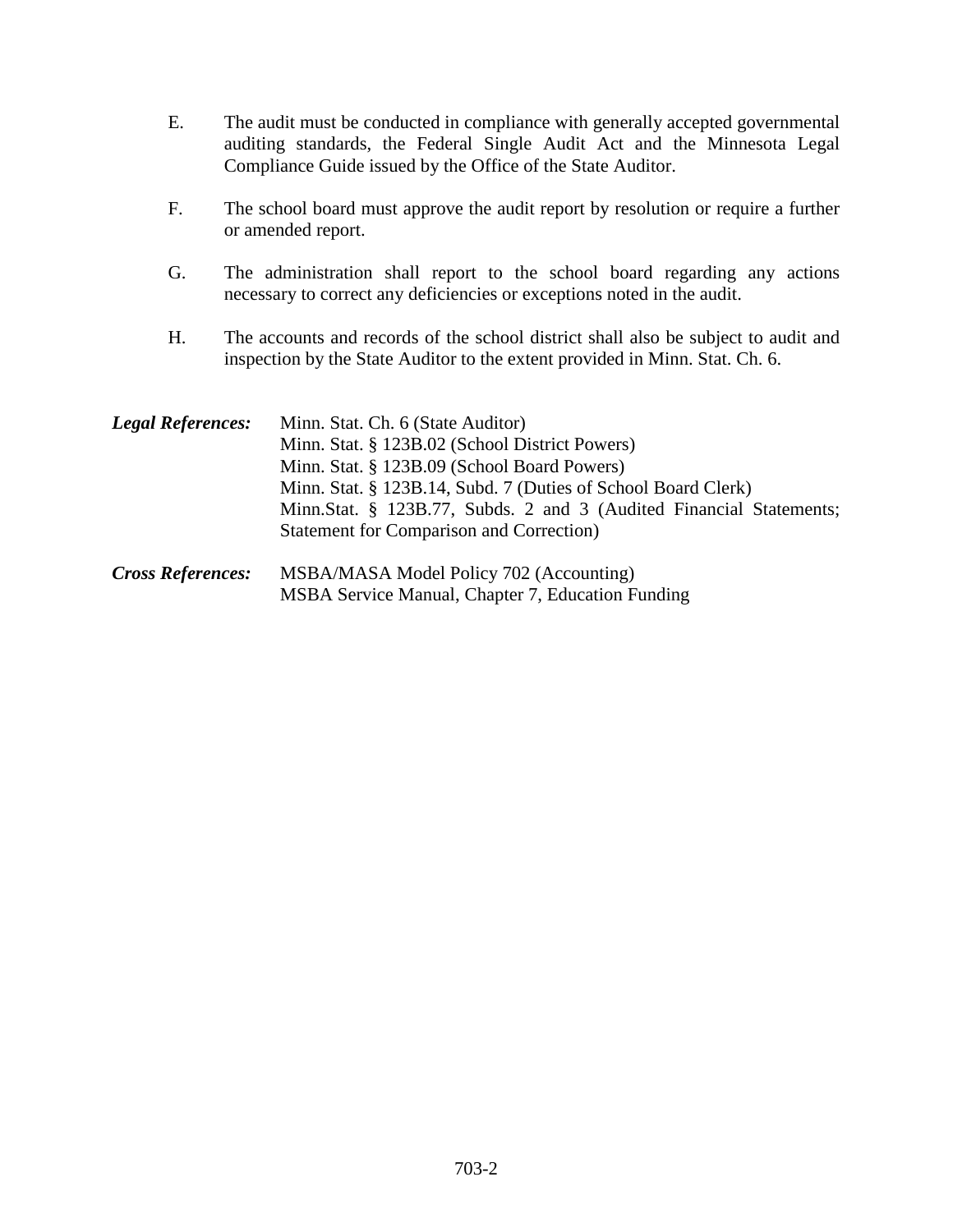E. The audit must be conducted in compliance with generally accepted governmental auditing standards, the Federal Single Audit Act and the Minnesota Legal Compliance Guide issued by the Office of the State Auditor.

F. The school board must approve the audit report by resolution or require a further or amended report.

G. The administration shall report to the school board regarding any actions necessary to correct any deficiencies or exceptions noted in the audit.

H. The accounts and records of the school district shall also be subject to audit and inspection by the State Auditor to the extent provided in Minn. Stat. Ch. 6.

***Legal References:***
Minn. Stat. Ch. 6 (State Auditor)
Minn. Stat. § 123B.02 (School District Powers)
Minn. Stat. § 123B.09 (School Board Powers)
Minn. Stat. § 123B.14, Subd. 7 (Duties of School Board Clerk)
Minn.Stat. § 123B.77, Subds. 2 and 3 (Audited Financial Statements; Statement for Comparison and Correction)

***Cross References:***
MSBA/MASA Model Policy 702 (Accounting)
MSBA Service Manual, Chapter 7, Education Funding